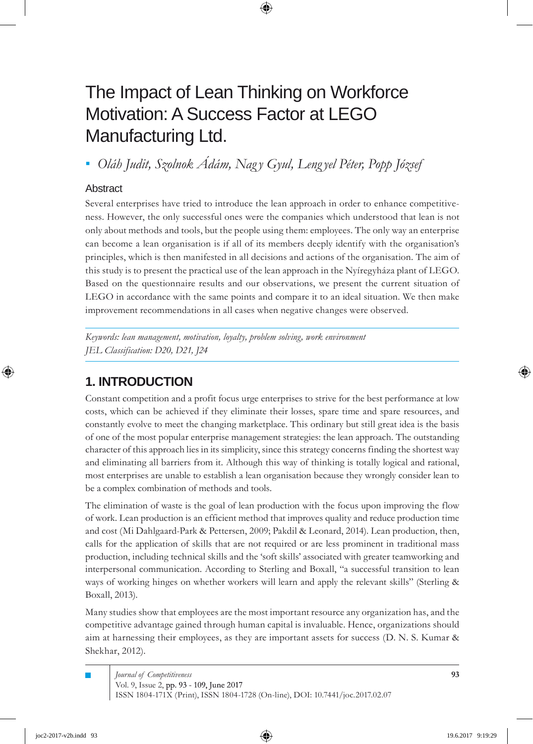# The Impact of Lean Thinking on Workforce Motivation: A Success Factor at LEGO Manufacturing Ltd.

*Oláh Judit, Szolnok Ádám, Nagy Gyul, Lengyel Péter, Popp József*

### Abstract

Several enterprises have tried to introduce the lean approach in order to enhance competitiveness. However, the only successful ones were the companies which understood that lean is not only about methods and tools, but the people using them: employees. The only way an enterprise can become a lean organisation is if all of its members deeply identify with the organisation's principles, which is then manifested in all decisions and actions of the organisation. The aim of this study is to present the practical use of the lean approach in the Nyíregyháza plant of LEGO. Based on the questionnaire results and our observations, we present the current situation of LEGO in accordance with the same points and compare it to an ideal situation. We then make improvement recommendations in all cases when negative changes were observed.

*Keywords: lean management, motivation, loyalty, problem solving, work environment*
*JEL Classification: D20, D21, J24*

## 1. INTRODUCTION

Constant competition and a profit focus urge enterprises to strive for the best performance at low costs, which can be achieved if they eliminate their losses, spare time and spare resources, and constantly evolve to meet the changing marketplace. This ordinary but still great idea is the basis of one of the most popular enterprise management strategies: the lean approach. The outstanding character of this approach lies in its simplicity, since this strategy concerns finding the shortest way and eliminating all barriers from it. Although this way of thinking is totally logical and rational, most enterprises are unable to establish a lean organisation because they wrongly consider lean to be a complex combination of methods and tools.

The elimination of waste is the goal of lean production with the focus upon improving the flow of work. Lean production is an efficient method that improves quality and reduce production time and cost (Mi Dahlgaard-Park & Pettersen, 2009; Pakdil & Leonard, 2014). Lean production, then, calls for the application of skills that are not required or are less prominent in traditional mass production, including technical skills and the 'soft skills' associated with greater teamworking and interpersonal communication. According to Sterling and Boxall, "a successful transition to lean ways of working hinges on whether workers will learn and apply the relevant skills" (Sterling & Boxall, 2013).

Many studies show that employees are the most important resource any organization has, and the competitive advantage gained through human capital is invaluable. Hence, organizations should aim at harnessing their employees, as they are important assets for success (D. N. S. Kumar & Shekhar, 2012).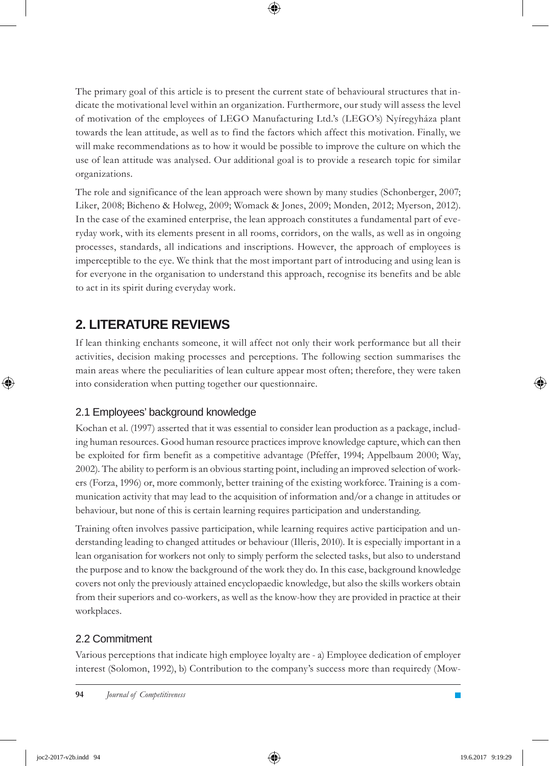The primary goal of this article is to present the current state of behavioural structures that indicate the motivational level within an organization. Furthermore, our study will assess the level of motivation of the employees of LEGO Manufacturing Ltd.'s (LEGO's) Nyíregyháza plant towards the lean attitude, as well as to find the factors which affect this motivation. Finally, we will make recommendations as to how it would be possible to improve the culture on which the use of lean attitude was analysed. Our additional goal is to provide a research topic for similar organizations.

The role and significance of the lean approach were shown by many studies (Schonberger, 2007; Liker, 2008; Bicheno & Holweg, 2009; Womack & Jones, 2009; Monden, 2012; Myerson, 2012). In the case of the examined enterprise, the lean approach constitutes a fundamental part of everyday work, with its elements present in all rooms, corridors, on the walls, as well as in ongoing processes, standards, all indications and inscriptions. However, the approach of employees is imperceptible to the eye. We think that the most important part of introducing and using lean is for everyone in the organisation to understand this approach, recognise its benefits and be able to act in its spirit during everyday work.

## 2. LITERATURE REVIEWS

If lean thinking enchants someone, it will affect not only their work performance but all their activities, decision making processes and perceptions. The following section summarises the main areas where the peculiarities of lean culture appear most often; therefore, they were taken into consideration when putting together our questionnaire.

### 2.1 Employees' background knowledge

Kochan et al. (1997) asserted that it was essential to consider lean production as a package, including human resources. Good human resource practices improve knowledge capture, which can then be exploited for firm benefit as a competitive advantage (Pfeffer, 1994; Appelbaum 2000; Way, 2002). The ability to perform is an obvious starting point, including an improved selection of workers (Forza, 1996) or, more commonly, better training of the existing workforce. Training is a communication activity that may lead to the acquisition of information and/or a change in attitudes or behaviour, but none of this is certain learning requires participation and understanding.

Training often involves passive participation, while learning requires active participation and understanding leading to changed attitudes or behaviour (Illeris, 2010). It is especially important in a lean organisation for workers not only to simply perform the selected tasks, but also to understand the purpose and to know the background of the work they do. In this case, background knowledge covers not only the previously attained encyclopaedic knowledge, but also the skills workers obtain from their superiors and co-workers, as well as the know-how they are provided in practice at their workplaces.

### 2.2 Commitment

Various perceptions that indicate high employee loyalty are - a) Employee dedication of employer interest (Solomon, 1992), b) Contribution to the company's success more than requiredy (Mow-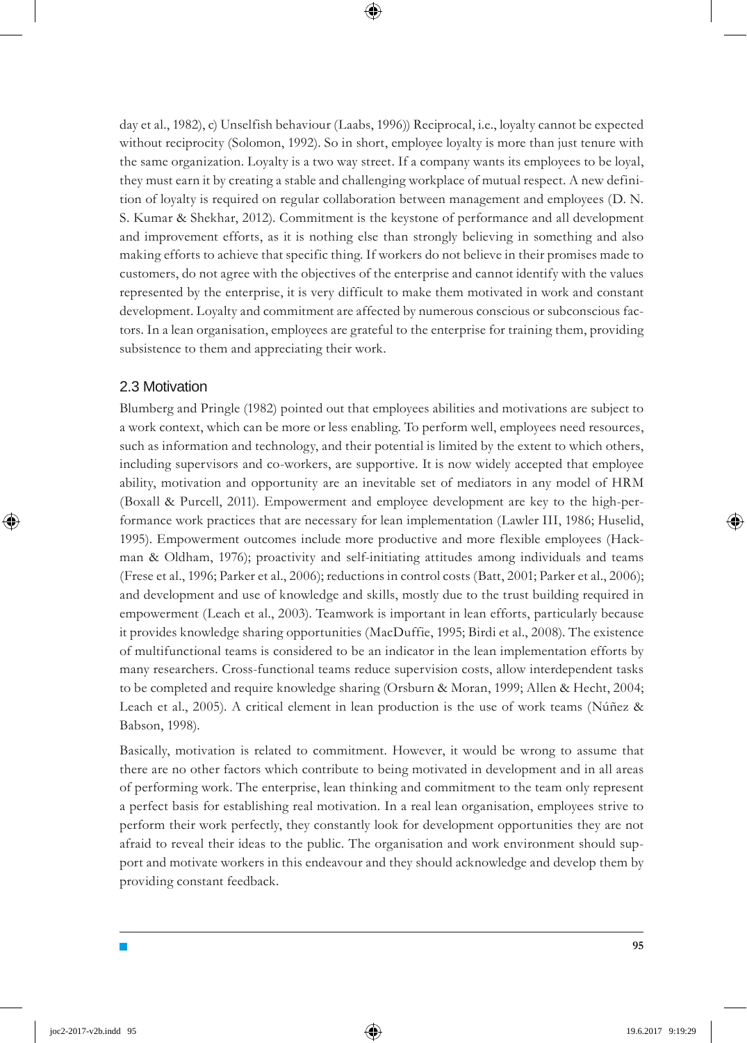day et al., 1982), c) Unselfish behaviour (Laabs, 1996)) Reciprocal, i.e., loyalty cannot be expected without reciprocity (Solomon, 1992). So in short, employee loyalty is more than just tenure with the same organization. Loyalty is a two way street. If a company wants its employees to be loyal, they must earn it by creating a stable and challenging workplace of mutual respect. A new definition of loyalty is required on regular collaboration between management and employees (D. N. S. Kumar & Shekhar, 2012). Commitment is the keystone of performance and all development and improvement efforts, as it is nothing else than strongly believing in something and also making efforts to achieve that specific thing. If workers do not believe in their promises made to customers, do not agree with the objectives of the enterprise and cannot identify with the values represented by the enterprise, it is very difficult to make them motivated in work and constant development. Loyalty and commitment are affected by numerous conscious or subconscious factors. In a lean organisation, employees are grateful to the enterprise for training them, providing subsistence to them and appreciating their work.

## 2.3 Motivation

Blumberg and Pringle (1982) pointed out that employees abilities and motivations are subject to a work context, which can be more or less enabling. To perform well, employees need resources, such as information and technology, and their potential is limited by the extent to which others, including supervisors and co-workers, are supportive. It is now widely accepted that employee ability, motivation and opportunity are an inevitable set of mediators in any model of HRM (Boxall & Purcell, 2011). Empowerment and employee development are key to the high-performance work practices that are necessary for lean implementation (Lawler III, 1986; Huselid, 1995). Empowerment outcomes include more productive and more flexible employees (Hackman & Oldham, 1976); proactivity and self-initiating attitudes among individuals and teams (Frese et al., 1996; Parker et al., 2006); reductions in control costs (Batt, 2001; Parker et al., 2006); and development and use of knowledge and skills, mostly due to the trust building required in empowerment (Leach et al., 2003). Teamwork is important in lean efforts, particularly because it provides knowledge sharing opportunities (MacDuffie, 1995; Birdi et al., 2008). The existence of multifunctional teams is considered to be an indicator in the lean implementation efforts by many researchers. Cross-functional teams reduce supervision costs, allow interdependent tasks to be completed and require knowledge sharing (Orsburn & Moran, 1999; Allen & Hecht, 2004; Leach et al., 2005). A critical element in lean production is the use of work teams (Núñez & Babson, 1998).

Basically, motivation is related to commitment. However, it would be wrong to assume that there are no other factors which contribute to being motivated in development and in all areas of performing work. The enterprise, lean thinking and commitment to the team only represent a perfect basis for establishing real motivation. In a real lean organisation, employees strive to perform their work perfectly, they constantly look for development opportunities they are not afraid to reveal their ideas to the public. The organisation and work environment should support and motivate workers in this endeavour and they should acknowledge and develop them by providing constant feedback.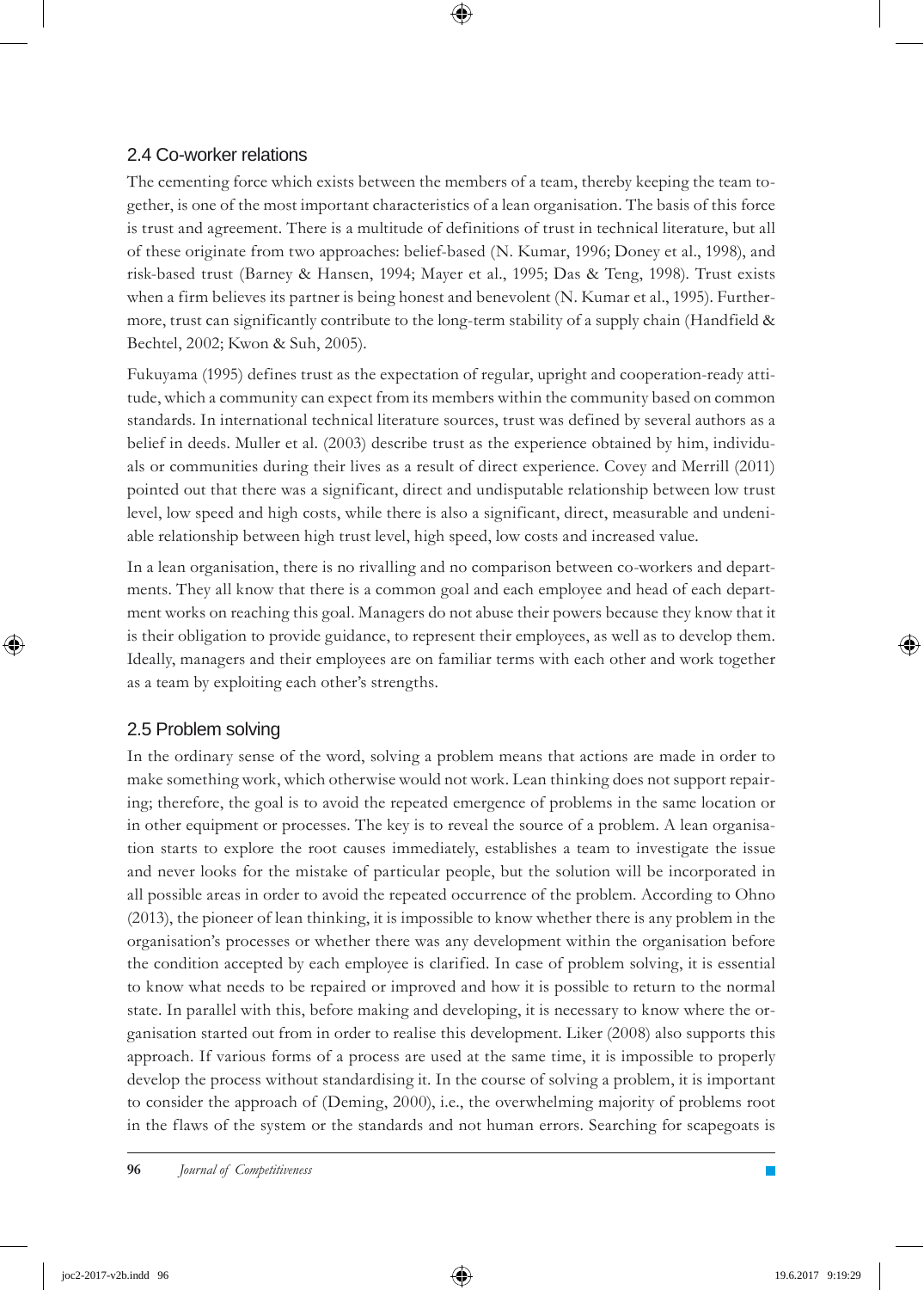## 2.4 Co-worker relations

The cementing force which exists between the members of a team, thereby keeping the team together, is one of the most important characteristics of a lean organisation. The basis of this force is trust and agreement. There is a multitude of definitions of trust in technical literature, but all of these originate from two approaches: belief-based (N. Kumar, 1996; Doney et al., 1998), and risk-based trust (Barney & Hansen, 1994; Mayer et al., 1995; Das & Teng, 1998). Trust exists when a firm believes its partner is being honest and benevolent (N. Kumar et al., 1995). Furthermore, trust can significantly contribute to the long-term stability of a supply chain (Handfield & Bechtel, 2002; Kwon & Suh, 2005).

Fukuyama (1995) defines trust as the expectation of regular, upright and cooperation-ready attitude, which a community can expect from its members within the community based on common standards. In international technical literature sources, trust was defined by several authors as a belief in deeds. Muller et al. (2003) describe trust as the experience obtained by him, individuals or communities during their lives as a result of direct experience. Covey and Merrill (2011) pointed out that there was a significant, direct and undisputable relationship between low trust level, low speed and high costs, while there is also a significant, direct, measurable and undeniable relationship between high trust level, high speed, low costs and increased value.

In a lean organisation, there is no rivalling and no comparison between co-workers and departments. They all know that there is a common goal and each employee and head of each department works on reaching this goal. Managers do not abuse their powers because they know that it is their obligation to provide guidance, to represent their employees, as well as to develop them. Ideally, managers and their employees are on familiar terms with each other and work together as a team by exploiting each other's strengths.

## 2.5 Problem solving

In the ordinary sense of the word, solving a problem means that actions are made in order to make something work, which otherwise would not work. Lean thinking does not support repairing; therefore, the goal is to avoid the repeated emergence of problems in the same location or in other equipment or processes. The key is to reveal the source of a problem. A lean organisation starts to explore the root causes immediately, establishes a team to investigate the issue and never looks for the mistake of particular people, but the solution will be incorporated in all possible areas in order to avoid the repeated occurrence of the problem. According to Ohno (2013), the pioneer of lean thinking, it is impossible to know whether there is any problem in the organisation's processes or whether there was any development within the organisation before the condition accepted by each employee is clarified. In case of problem solving, it is essential to know what needs to be repaired or improved and how it is possible to return to the normal state. In parallel with this, before making and developing, it is necessary to know where the organisation started out from in order to realise this development. Liker (2008) also supports this approach. If various forms of a process are used at the same time, it is impossible to properly develop the process without standardising it. In the course of solving a problem, it is important to consider the approach of (Deming, 2000), i.e., the overwhelming majority of problems root in the flaws of the system or the standards and not human errors. Searching for scapegoats is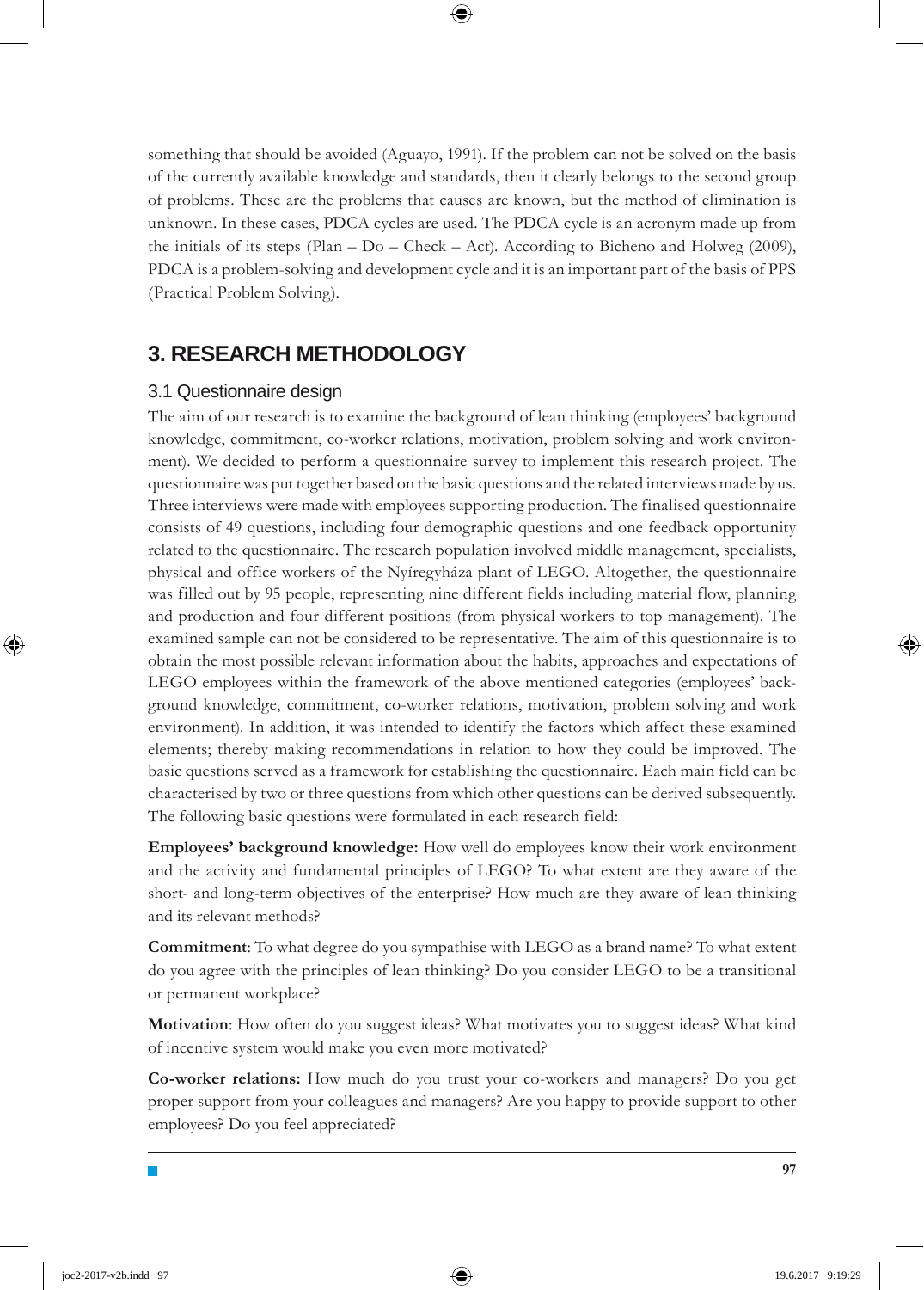something that should be avoided (Aguayo, 1991). If the problem can not be solved on the basis of the currently available knowledge and standards, then it clearly belongs to the second group of problems. These are the problems that causes are known, but the method of elimination is unknown. In these cases, PDCA cycles are used. The PDCA cycle is an acronym made up from the initials of its steps (Plan – Do – Check – Act). According to Bicheno and Holweg (2009), PDCA is a problem-solving and development cycle and it is an important part of the basis of PPS (Practical Problem Solving).

# 3. RESEARCH METHODOLOGY

## 3.1 Questionnaire design

The aim of our research is to examine the background of lean thinking (employees' background knowledge, commitment, co-worker relations, motivation, problem solving and work environment). We decided to perform a questionnaire survey to implement this research project. The questionnaire was put together based on the basic questions and the related interviews made by us. Three interviews were made with employees supporting production. The finalised questionnaire consists of 49 questions, including four demographic questions and one feedback opportunity related to the questionnaire. The research population involved middle management, specialists, physical and office workers of the Nyíregyháza plant of LEGO. Altogether, the questionnaire was filled out by 95 people, representing nine different fields including material flow, planning and production and four different positions (from physical workers to top management). The examined sample can not be considered to be representative. The aim of this questionnaire is to obtain the most possible relevant information about the habits, approaches and expectations of LEGO employees within the framework of the above mentioned categories (employees' background knowledge, commitment, co-worker relations, motivation, problem solving and work environment). In addition, it was intended to identify the factors which affect these examined elements; thereby making recommendations in relation to how they could be improved. The basic questions served as a framework for establishing the questionnaire. Each main field can be characterised by two or three questions from which other questions can be derived subsequently. The following basic questions were formulated in each research field:

**Employees' background knowledge:** How well do employees know their work environment and the activity and fundamental principles of LEGO? To what extent are they aware of the short- and long-term objectives of the enterprise? How much are they aware of lean thinking and its relevant methods?

**Commitment**: To what degree do you sympathise with LEGO as a brand name? To what extent do you agree with the principles of lean thinking? Do you consider LEGO to be a transitional or permanent workplace?

**Motivation**: How often do you suggest ideas? What motivates you to suggest ideas? What kind of incentive system would make you even more motivated?

**Co-worker relations:** How much do you trust your co-workers and managers? Do you get proper support from your colleagues and managers? Are you happy to provide support to other employees? Do you feel appreciated?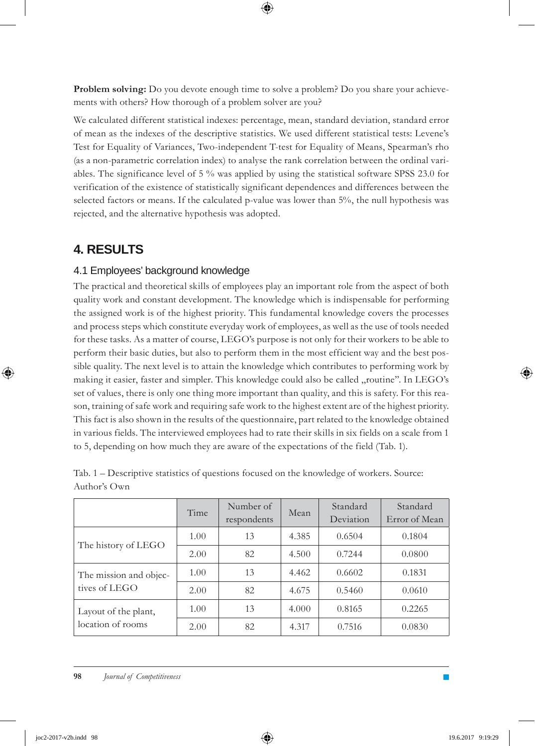**Problem solving:** Do you devote enough time to solve a problem? Do you share your achievements with others? How thorough of a problem solver are you?

We calculated different statistical indexes: percentage, mean, standard deviation, standard error of mean as the indexes of the descriptive statistics. We used different statistical tests: Levene's Test for Equality of Variances, Two-independent T-test for Equality of Means, Spearman's rho (as a non-parametric correlation index) to analyse the rank correlation between the ordinal variables. The significance level of 5 % was applied by using the statistical software SPSS 23.0 for verification of the existence of statistically significant dependences and differences between the selected factors or means. If the calculated p-value was lower than 5%, the null hypothesis was rejected, and the alternative hypothesis was adopted.

# 4. RESULTS

## 4.1 Employees' background knowledge

The practical and theoretical skills of employees play an important role from the aspect of both quality work and constant development. The knowledge which is indispensable for performing the assigned work is of the highest priority. This fundamental knowledge covers the processes and process steps which constitute everyday work of employees, as well as the use of tools needed for these tasks. As a matter of course, LEGO's purpose is not only for their workers to be able to perform their basic duties, but also to perform them in the most efficient way and the best possible quality. The next level is to attain the knowledge which contributes to performing work by making it easier, faster and simpler. This knowledge could also be called „routine". In LEGO's set of values, there is only one thing more important than quality, and this is safety. For this reason, training of safe work and requiring safe work to the highest extent are of the highest priority. This fact is also shown in the results of the questionnaire, part related to the knowledge obtained in various fields. The interviewed employees had to rate their skills in six fields on a scale from 1 to 5, depending on how much they are aware of the expectations of the field (Tab. 1).

Tab. 1 – Descriptive statistics of questions focused on the knowledge of workers. Source: Author's Own

| | Time | Number of respondents | Mean | Standard Deviation | Standard Error of Mean |
|---|---|---|---|---|---|
| The history of LEGO | 1.00 | 13 | 4.385 | 0.6504 | 0.1804 |
| | 2.00 | 82 | 4.500 | 0.7244 | 0.0800 |
| The mission and objectives of LEGO | 1.00 | 13 | 4.462 | 0.6602 | 0.1831 |
| | 2.00 | 82 | 4.675 | 0.5460 | 0.0610 |
| Layout of the plant, location of rooms | 1.00 | 13 | 4.000 | 0.8165 | 0.2265 |
| | 2.00 | 82 | 4.317 | 0.7516 | 0.0830 |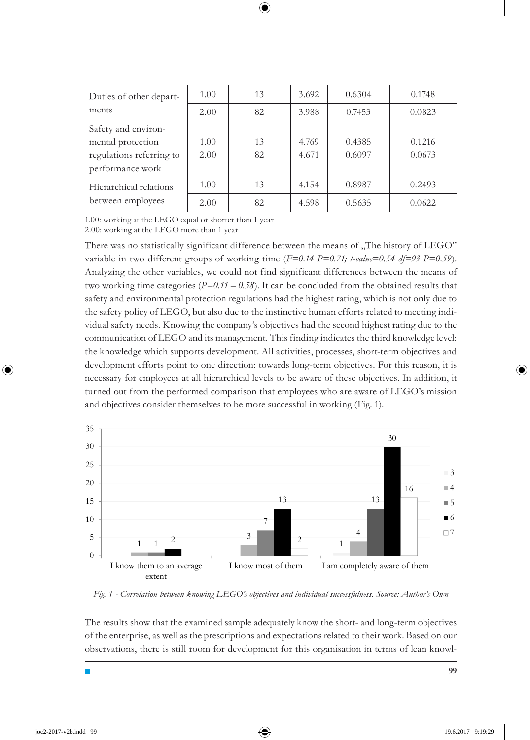| | | | | | |
|---|---|---|---|---|---|
| Duties of other departments | 1.00 | 13 | 3.692 | 0.6304 | 0.1748 |
| | 2.00 | 82 | 3.988 | 0.7453 | 0.0823 |
| Safety and environmental protection regulations referring to performance work | 1.00 | 13 | 4.769 | 0.4385 | 0.1216 |
| | 2.00 | 82 | 4.671 | 0.6097 | 0.0673 |
| Hierarchical relations between employees | 1.00 | 13 | 4.154 | 0.8987 | 0.2493 |
| | 2.00 | 82 | 4.598 | 0.5635 | 0.0622 |

1.00: working at the LEGO equal or shorter than 1 year
2.00: working at the LEGO more than 1 year

There was no statistically significant difference between the means of „The history of LEGO" variable in two different groups of working time (*F=0.14 P=0.71; t-value=0.54 df=93 P=0.59*). Analyzing the other variables, we could not find significant differences between the means of two working time categories (*P=0.11 – 0.58*). It can be concluded from the obtained results that safety and environmental protection regulations had the highest rating, which is not only due to the safety policy of LEGO, but also due to the instinctive human efforts related to meeting individual safety needs. Knowing the company's objectives had the second highest rating due to the communication of LEGO and its management. This finding indicates the third knowledge level: the knowledge which supports development. All activities, processes, short-term objectives and development efforts point to one direction: towards long-term objectives. For this reason, it is necessary for employees at all hierarchical levels to be aware of these objectives. In addition, it turned out from the performed comparison that employees who are aware of LEGO's mission and objectives consider themselves to be more successful in working (Fig. 1).

| | 3 | 4 | 5 | 6 | 7 |
|---|---|---|---|---|---|
| I know them to an average extent | | 1 | 1 | 2 | |
| I know most of them | | 3 | 7 | 13 | 2 |
| I am completely aware of them | 1 | 4 | 13 | 30 | 16 |

*Fig. 1 - Correlation between knowing LEGO's objectives and individual successfulness. Source: Author's Own*

The results show that the examined sample adequately know the short- and long-term objectives of the enterprise, as well as the prescriptions and expectations related to their work. Based on our observations, there is still room for development for this organisation in terms of lean knowl-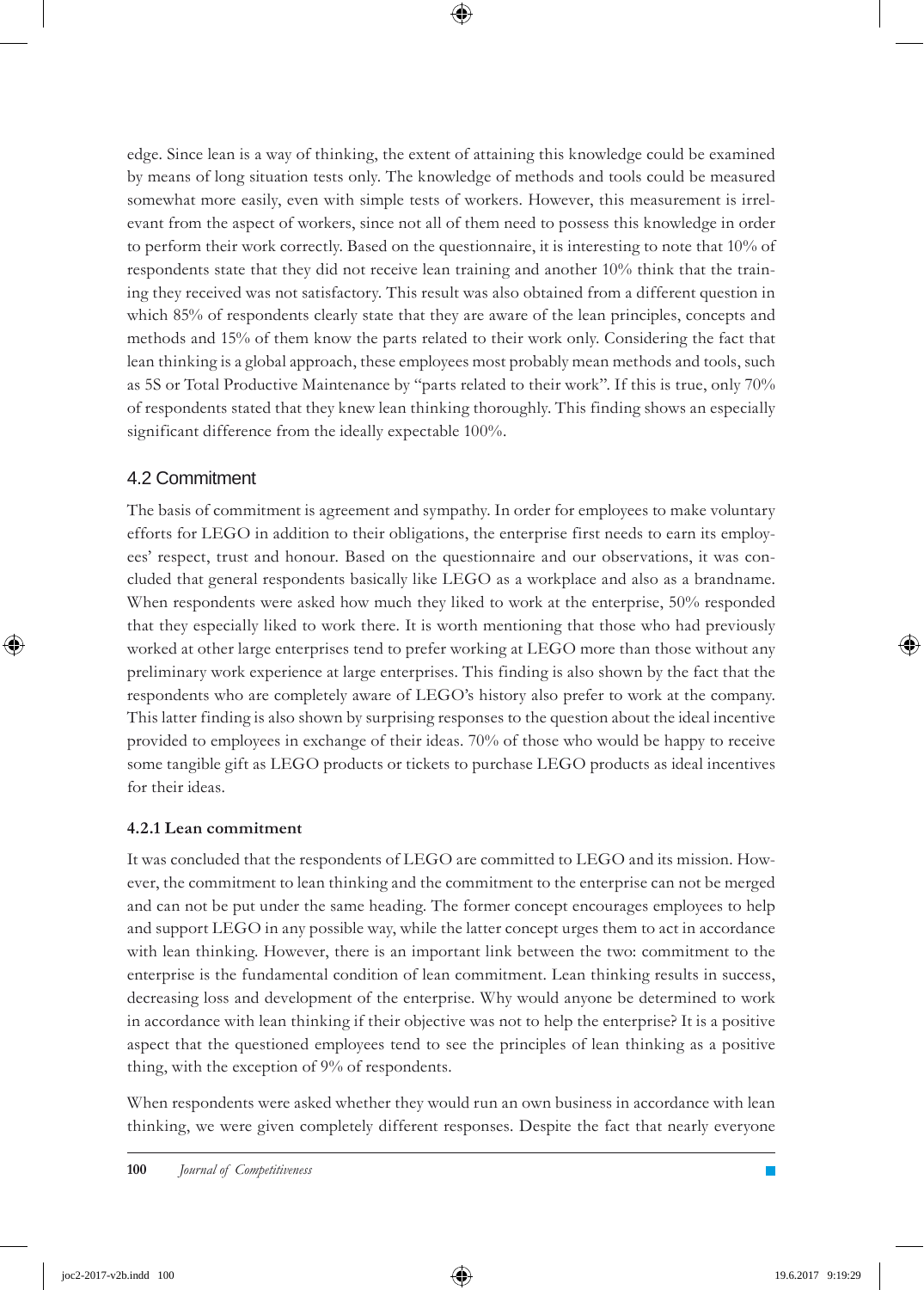edge. Since lean is a way of thinking, the extent of attaining this knowledge could be examined by means of long situation tests only. The knowledge of methods and tools could be measured somewhat more easily, even with simple tests of workers. However, this measurement is irrelevant from the aspect of workers, since not all of them need to possess this knowledge in order to perform their work correctly. Based on the questionnaire, it is interesting to note that 10% of respondents state that they did not receive lean training and another 10% think that the training they received was not satisfactory. This result was also obtained from a different question in which 85% of respondents clearly state that they are aware of the lean principles, concepts and methods and 15% of them know the parts related to their work only. Considering the fact that lean thinking is a global approach, these employees most probably mean methods and tools, such as 5S or Total Productive Maintenance by "parts related to their work". If this is true, only 70% of respondents stated that they knew lean thinking thoroughly. This finding shows an especially significant difference from the ideally expectable 100%.

## 4.2 Commitment

The basis of commitment is agreement and sympathy. In order for employees to make voluntary efforts for LEGO in addition to their obligations, the enterprise first needs to earn its employees' respect, trust and honour. Based on the questionnaire and our observations, it was concluded that general respondents basically like LEGO as a workplace and also as a brandname. When respondents were asked how much they liked to work at the enterprise, 50% responded that they especially liked to work there. It is worth mentioning that those who had previously worked at other large enterprises tend to prefer working at LEGO more than those without any preliminary work experience at large enterprises. This finding is also shown by the fact that the respondents who are completely aware of LEGO's history also prefer to work at the company. This latter finding is also shown by surprising responses to the question about the ideal incentive provided to employees in exchange of their ideas. 70% of those who would be happy to receive some tangible gift as LEGO products or tickets to purchase LEGO products as ideal incentives for their ideas.

### 4.2.1 Lean commitment

It was concluded that the respondents of LEGO are committed to LEGO and its mission. However, the commitment to lean thinking and the commitment to the enterprise can not be merged and can not be put under the same heading. The former concept encourages employees to help and support LEGO in any possible way, while the latter concept urges them to act in accordance with lean thinking. However, there is an important link between the two: commitment to the enterprise is the fundamental condition of lean commitment. Lean thinking results in success, decreasing loss and development of the enterprise. Why would anyone be determined to work in accordance with lean thinking if their objective was not to help the enterprise? It is a positive aspect that the questioned employees tend to see the principles of lean thinking as a positive thing, with the exception of 9% of respondents.

When respondents were asked whether they would run an own business in accordance with lean thinking, we were given completely different responses. Despite the fact that nearly everyone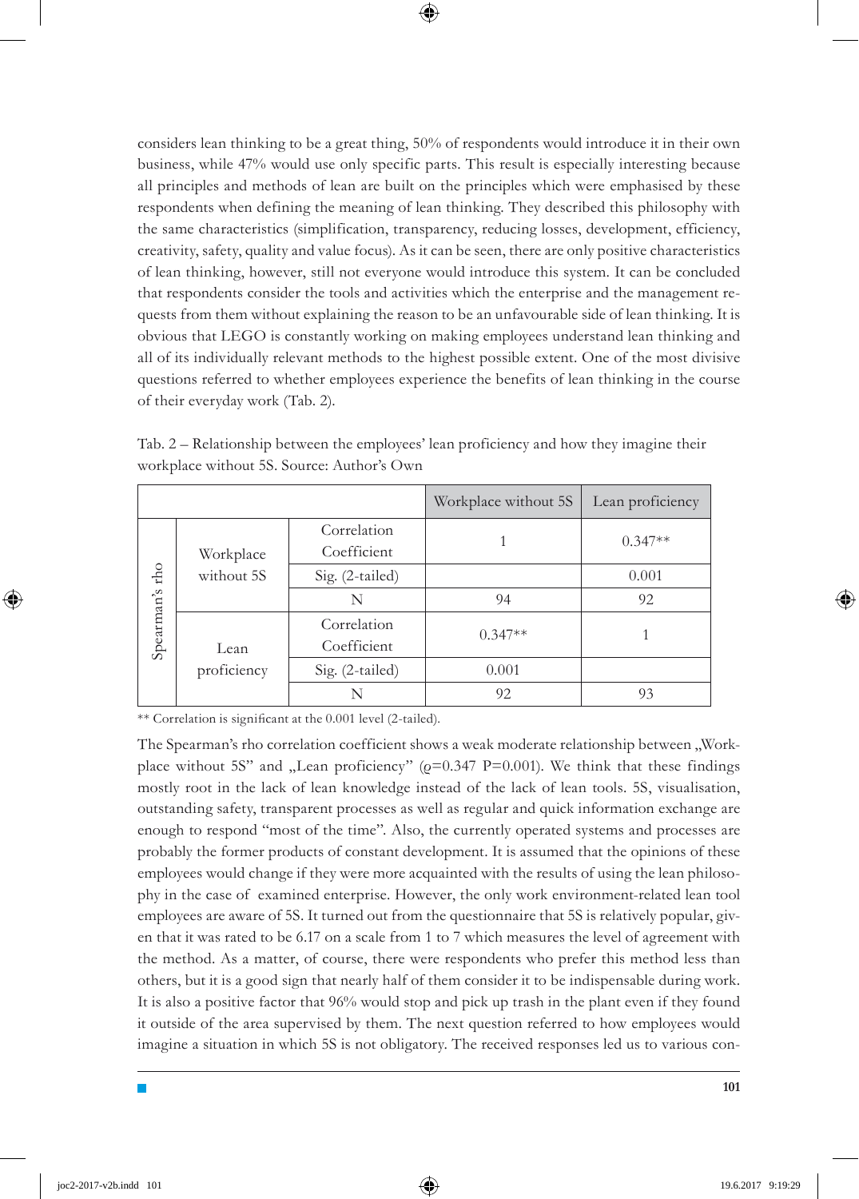considers lean thinking to be a great thing, 50% of respondents would introduce it in their own business, while 47% would use only specific parts. This result is especially interesting because all principles and methods of lean are built on the principles which were emphasised by these respondents when defining the meaning of lean thinking. They described this philosophy with the same characteristics (simplification, transparency, reducing losses, development, efficiency, creativity, safety, quality and value focus). As it can be seen, there are only positive characteristics of lean thinking, however, still not everyone would introduce this system. It can be concluded that respondents consider the tools and activities which the enterprise and the management requests from them without explaining the reason to be an unfavourable side of lean thinking. It is obvious that LEGO is constantly working on making employees understand lean thinking and all of its individually relevant methods to the highest possible extent. One of the most divisive questions referred to whether employees experience the benefits of lean thinking in the course of their everyday work (Tab. 2).

Tab. 2 – Relationship between the employees' lean proficiency and how they imagine their workplace without 5S. Source: Author's Own

| | | | Workplace without 5S | Lean proficiency |
|---|---|---|---|---|
| Spearman's rho | Workplace without 5S | Correlation Coefficient | 1 | 0.347** |
| | | Sig. (2-tailed) | | 0.001 |
| | | N | 94 | 92 |
| | Lean proficiency | Correlation Coefficient | 0.347** | 1 |
| | | Sig. (2-tailed) | 0.001 | |
| | | N | 92 | 93 |

** Correlation is significant at the 0.001 level (2-tailed).

The Spearman's rho correlation coefficient shows a weak moderate relationship between „Workplace without 5S" and „Lean proficiency" ($\varrho$=0.347 P=0.001). We think that these findings mostly root in the lack of lean knowledge instead of the lack of lean tools. 5S, visualisation, outstanding safety, transparent processes as well as regular and quick information exchange are enough to respond "most of the time". Also, the currently operated systems and processes are probably the former products of constant development. It is assumed that the opinions of these employees would change if they were more acquainted with the results of using the lean philosophy in the case of examined enterprise. However, the only work environment-related lean tool employees are aware of 5S. It turned out from the questionnaire that 5S is relatively popular, given that it was rated to be 6.17 on a scale from 1 to 7 which measures the level of agreement with the method. As a matter, of course, there were respondents who prefer this method less than others, but it is a good sign that nearly half of them consider it to be indispensable during work. It is also a positive factor that 96% would stop and pick up trash in the plant even if they found it outside of the area supervised by them. The next question referred to how employees would imagine a situation in which 5S is not obligatory. The received responses led us to various con-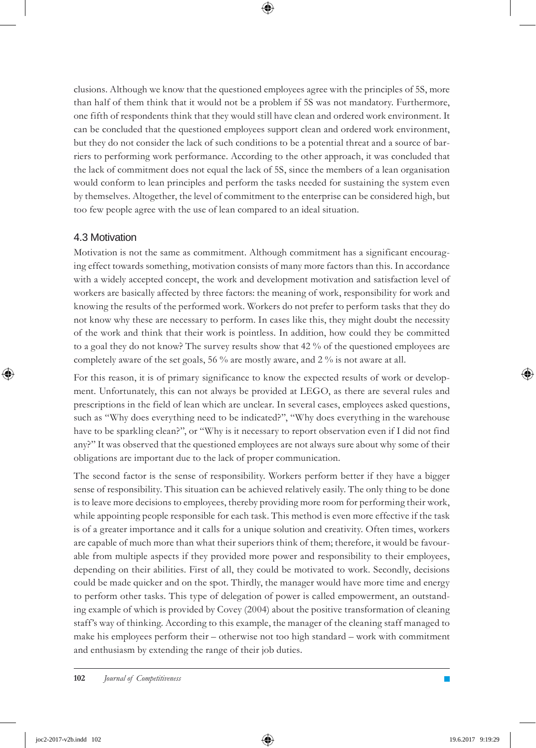clusions. Although we know that the questioned employees agree with the principles of 5S, more than half of them think that it would not be a problem if 5S was not mandatory. Furthermore, one fifth of respondents think that they would still have clean and ordered work environment. It can be concluded that the questioned employees support clean and ordered work environment, but they do not consider the lack of such conditions to be a potential threat and a source of barriers to performing work performance. According to the other approach, it was concluded that the lack of commitment does not equal the lack of 5S, since the members of a lean organisation would conform to lean principles and perform the tasks needed for sustaining the system even by themselves. Altogether, the level of commitment to the enterprise can be considered high, but too few people agree with the use of lean compared to an ideal situation.

### 4.3 Motivation

Motivation is not the same as commitment. Although commitment has a significant encouraging effect towards something, motivation consists of many more factors than this. In accordance with a widely accepted concept, the work and development motivation and satisfaction level of workers are basically affected by three factors: the meaning of work, responsibility for work and knowing the results of the performed work. Workers do not prefer to perform tasks that they do not know why these are necessary to perform. In cases like this, they might doubt the necessity of the work and think that their work is pointless. In addition, how could they be committed to a goal they do not know? The survey results show that 42 % of the questioned employees are completely aware of the set goals, 56 % are mostly aware, and 2 % is not aware at all.

For this reason, it is of primary significance to know the expected results of work or development. Unfortunately, this can not always be provided at LEGO, as there are several rules and prescriptions in the field of lean which are unclear. In several cases, employees asked questions, such as "Why does everything need to be indicated?", "Why does everything in the warehouse have to be sparkling clean?", or "Why is it necessary to report observation even if I did not find any?" It was observed that the questioned employees are not always sure about why some of their obligations are important due to the lack of proper communication.

The second factor is the sense of responsibility. Workers perform better if they have a bigger sense of responsibility. This situation can be achieved relatively easily. The only thing to be done is to leave more decisions to employees, thereby providing more room for performing their work, while appointing people responsible for each task. This method is even more effective if the task is of a greater importance and it calls for a unique solution and creativity. Often times, workers are capable of much more than what their superiors think of them; therefore, it would be favourable from multiple aspects if they provided more power and responsibility to their employees, depending on their abilities. First of all, they could be motivated to work. Secondly, decisions could be made quicker and on the spot. Thirdly, the manager would have more time and energy to perform other tasks. This type of delegation of power is called empowerment, an outstanding example of which is provided by Covey (2004) about the positive transformation of cleaning staff's way of thinking. According to this example, the manager of the cleaning staff managed to make his employees perform their – otherwise not too high standard – work with commitment and enthusiasm by extending the range of their job duties.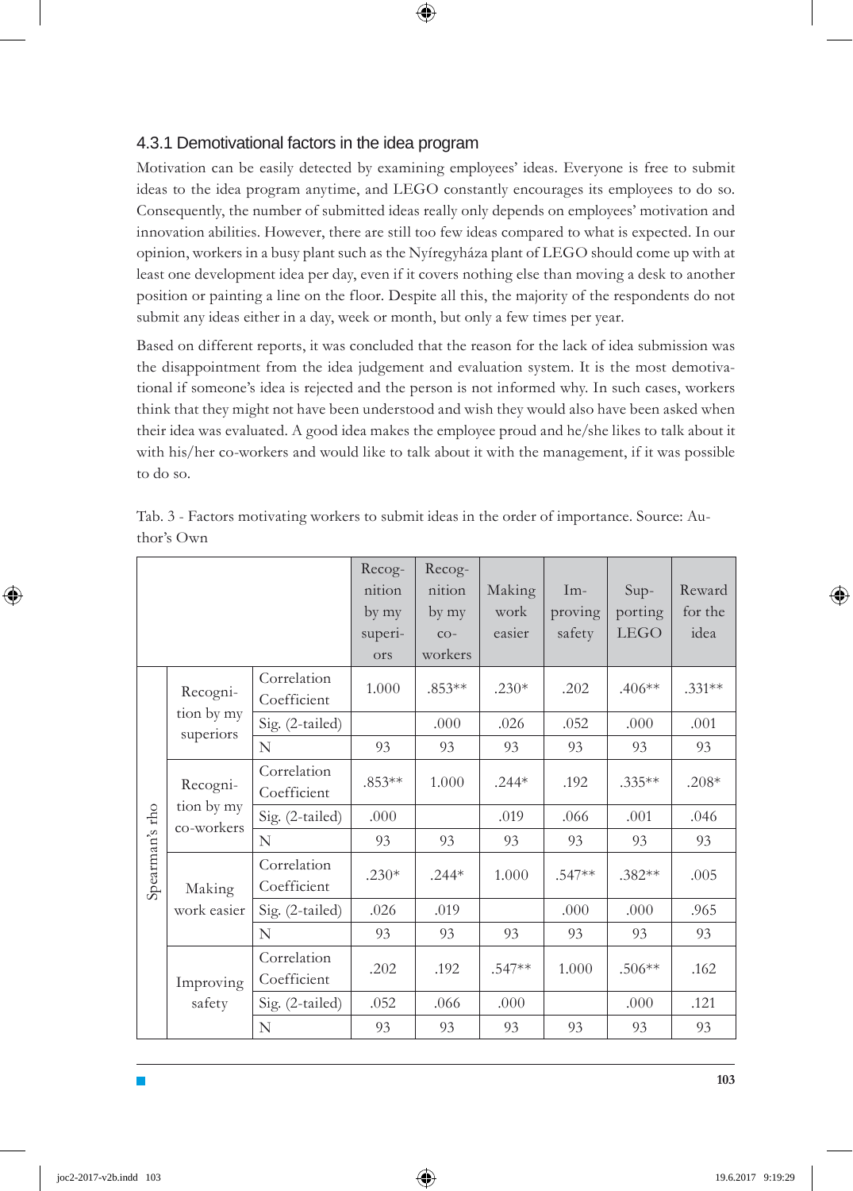### 4.3.1 Demotivational factors in the idea program

Motivation can be easily detected by examining employees' ideas. Everyone is free to submit ideas to the idea program anytime, and LEGO constantly encourages its employees to do so. Consequently, the number of submitted ideas really only depends on employees' motivation and innovation abilities. However, there are still too few ideas compared to what is expected. In our opinion, workers in a busy plant such as the Nyíregyháza plant of LEGO should come up with at least one development idea per day, even if it covers nothing else than moving a desk to another position or painting a line on the floor. Despite all this, the majority of the respondents do not submit any ideas either in a day, week or month, but only a few times per year.

Based on different reports, it was concluded that the reason for the lack of idea submission was the disappointment from the idea judgement and evaluation system. It is the most demotivational if someone's idea is rejected and the person is not informed why. In such cases, workers think that they might not have been understood and wish they would also have been asked when their idea was evaluated. A good idea makes the employee proud and he/she likes to talk about it with his/her co-workers and would like to talk about it with the management, if it was possible to do so.

Tab. 3 - Factors motivating workers to submit ideas in the order of importance. Source: Author's Own

| | | | Recognition by my superiors | Recognition by my co-workers | Making work easier | Improving safety | Supporting LEGO | Reward for the idea |
|---|---|---|---|---|---|---|---|---|
| Spearman's rho | Recognition by my superiors | Correlation Coefficient | 1.000 | .853** | .230* | .202 | .406** | .331** |
| | | Sig. (2-tailed) | | .000 | .026 | .052 | .000 | .001 |
| | | N | 93 | 93 | 93 | 93 | 93 | 93 |
| | Recognition by my co-workers | Correlation Coefficient | .853** | 1.000 | .244* | .192 | .335** | .208* |
| | | Sig. (2-tailed) | .000 | | .019 | .066 | .001 | .046 |
| | | N | 93 | 93 | 93 | 93 | 93 | 93 |
| | Making work easier | Correlation Coefficient | .230* | .244* | 1.000 | .547** | .382** | .005 |
| | | Sig. (2-tailed) | .026 | .019 | | .000 | .000 | .965 |
| | | N | 93 | 93 | 93 | 93 | 93 | 93 |
| | Improving safety | Correlation Coefficient | .202 | .192 | .547** | 1.000 | .506** | .162 |
| | | Sig. (2-tailed) | .052 | .066 | .000 | | .000 | .121 |
| | | N | 93 | 93 | 93 | 93 | 93 | 93 |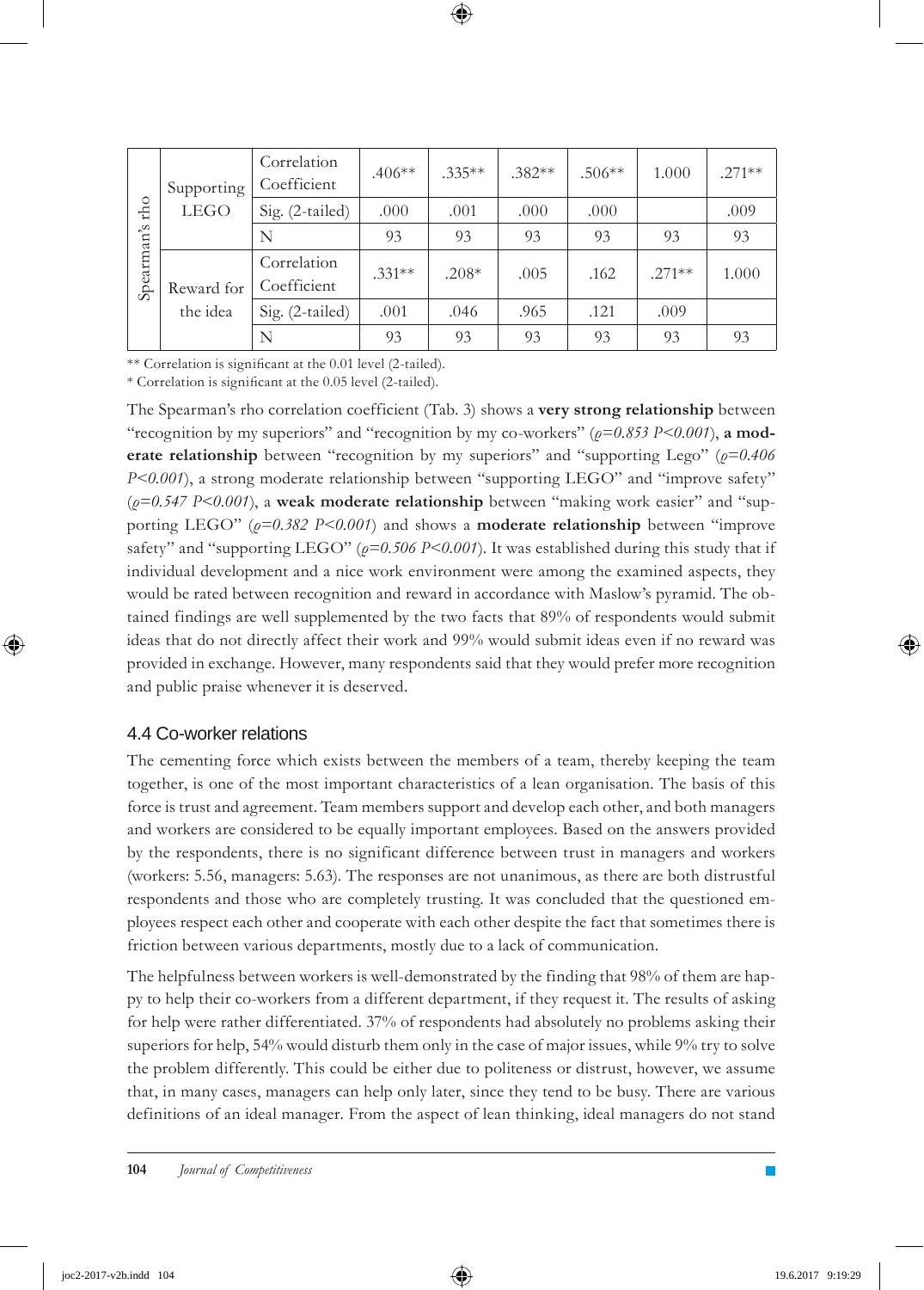| | | | | | | | | |
|---|---|---|---|---|---|---|---|---|
| Spearman's rho | Supporting LEGO | Correlation Coefficient | .406** | .335** | .382** | .506** | 1.000 | .271** |
| | | Sig. (2-tailed) | .000 | .001 | .000 | .000 | | .009 |
| | | N | 93 | 93 | 93 | 93 | 93 | 93 |
| | Reward for the idea | Correlation Coefficient | .331** | .208* | .005 | .162 | .271** | 1.000 |
| | | Sig. (2-tailed) | .001 | .046 | .965 | .121 | .009 | |
| | | N | 93 | 93 | 93 | 93 | 93 | 93 |

** Correlation is significant at the 0.01 level (2-tailed).

* Correlation is significant at the 0.05 level (2-tailed).

The Spearman's rho correlation coefficient (Tab. 3) shows a **very strong relationship** between "recognition by my superiors" and "recognition by my co-workers" ($\varrho=0.853$ $P<0.001$), **a moderate relationship** between "recognition by my superiors" and "supporting Lego" ($\varrho=0.406$ $P<0.001$), a strong moderate relationship between "supporting LEGO" and "improve safety" ($\varrho=0.547$ $P<0.001$), a **weak moderate relationship** between "making work easier" and "supporting LEGO" ($\varrho=0.382$ $P<0.001$) and shows a **moderate relationship** between "improve safety" and "supporting LEGO" ($\varrho=0.506$ $P<0.001$). It was established during this study that if individual development and a nice work environment were among the examined aspects, they would be rated between recognition and reward in accordance with Maslow's pyramid. The obtained findings are well supplemented by the two facts that 89% of respondents would submit ideas that do not directly affect their work and 99% would submit ideas even if no reward was provided in exchange. However, many respondents said that they would prefer more recognition and public praise whenever it is deserved.

## 4.4 Co-worker relations

The cementing force which exists between the members of a team, thereby keeping the team together, is one of the most important characteristics of a lean organisation. The basis of this force is trust and agreement. Team members support and develop each other, and both managers and workers are considered to be equally important employees. Based on the answers provided by the respondents, there is no significant difference between trust in managers and workers (workers: 5.56, managers: 5.63). The responses are not unanimous, as there are both distrustful respondents and those who are completely trusting. It was concluded that the questioned employees respect each other and cooperate with each other despite the fact that sometimes there is friction between various departments, mostly due to a lack of communication.

The helpfulness between workers is well-demonstrated by the finding that 98% of them are happy to help their co-workers from a different department, if they request it. The results of asking for help were rather differentiated. 37% of respondents had absolutely no problems asking their superiors for help, 54% would disturb them only in the case of major issues, while 9% try to solve the problem differently. This could be either due to politeness or distrust, however, we assume that, in many cases, managers can help only later, since they tend to be busy. There are various definitions of an ideal manager. From the aspect of lean thinking, ideal managers do not stand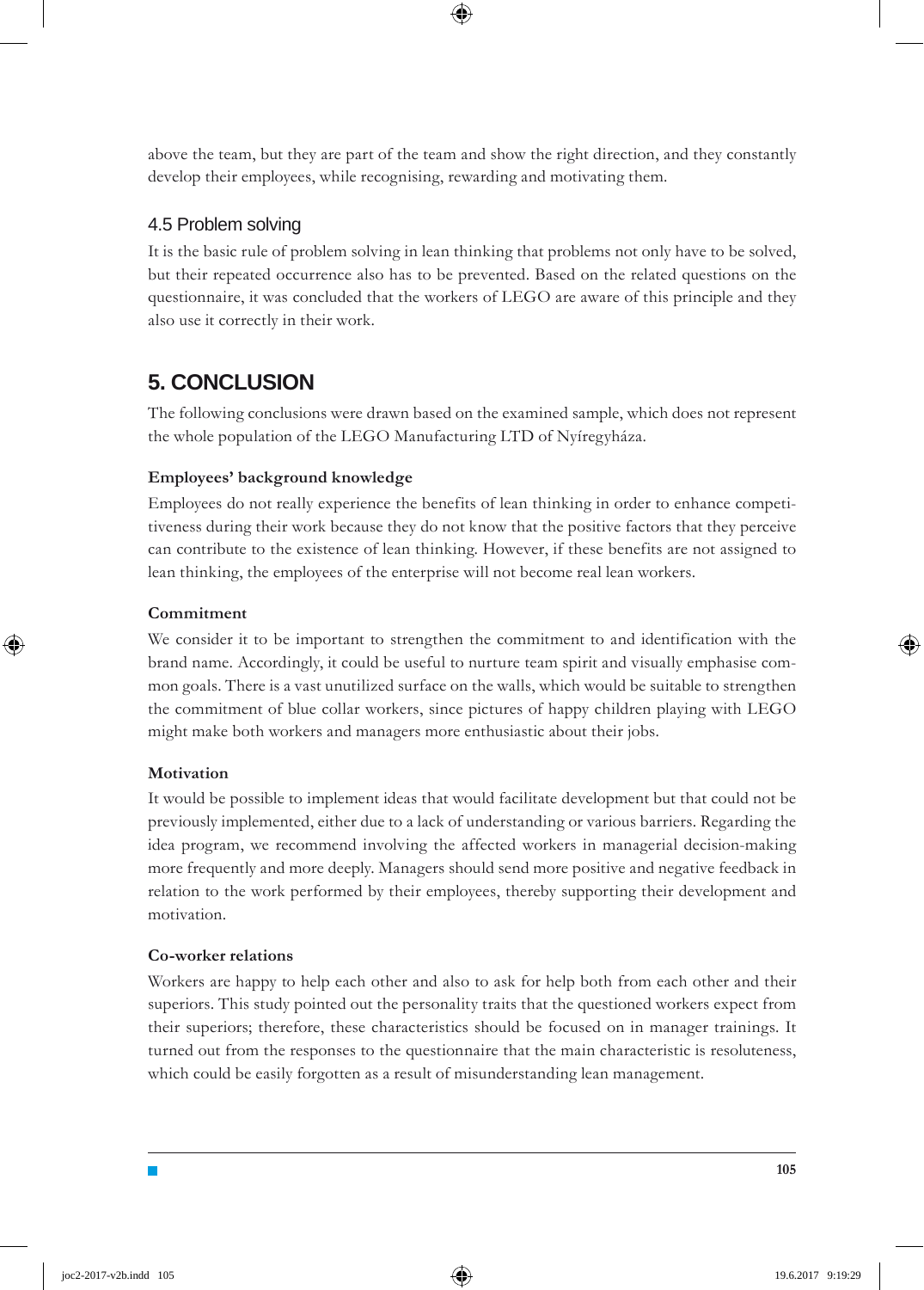above the team, but they are part of the team and show the right direction, and they constantly develop their employees, while recognising, rewarding and motivating them.

### 4.5 Problem solving

It is the basic rule of problem solving in lean thinking that problems not only have to be solved, but their repeated occurrence also has to be prevented. Based on the related questions on the questionnaire, it was concluded that the workers of LEGO are aware of this principle and they also use it correctly in their work.

## 5. CONCLUSION

The following conclusions were drawn based on the examined sample, which does not represent the whole population of the LEGO Manufacturing LTD of Nyíregyháza.

**Employees' background knowledge**

Employees do not really experience the benefits of lean thinking in order to enhance competitiveness during their work because they do not know that the positive factors that they perceive can contribute to the existence of lean thinking. However, if these benefits are not assigned to lean thinking, the employees of the enterprise will not become real lean workers.

**Commitment**

We consider it to be important to strengthen the commitment to and identification with the brand name. Accordingly, it could be useful to nurture team spirit and visually emphasise common goals. There is a vast unutilized surface on the walls, which would be suitable to strengthen the commitment of blue collar workers, since pictures of happy children playing with LEGO might make both workers and managers more enthusiastic about their jobs.

**Motivation**

It would be possible to implement ideas that would facilitate development but that could not be previously implemented, either due to a lack of understanding or various barriers. Regarding the idea program, we recommend involving the affected workers in managerial decision-making more frequently and more deeply. Managers should send more positive and negative feedback in relation to the work performed by their employees, thereby supporting their development and motivation.

**Co-worker relations**

Workers are happy to help each other and also to ask for help both from each other and their superiors. This study pointed out the personality traits that the questioned workers expect from their superiors; therefore, these characteristics should be focused on in manager trainings. It turned out from the responses to the questionnaire that the main characteristic is resoluteness, which could be easily forgotten as a result of misunderstanding lean management.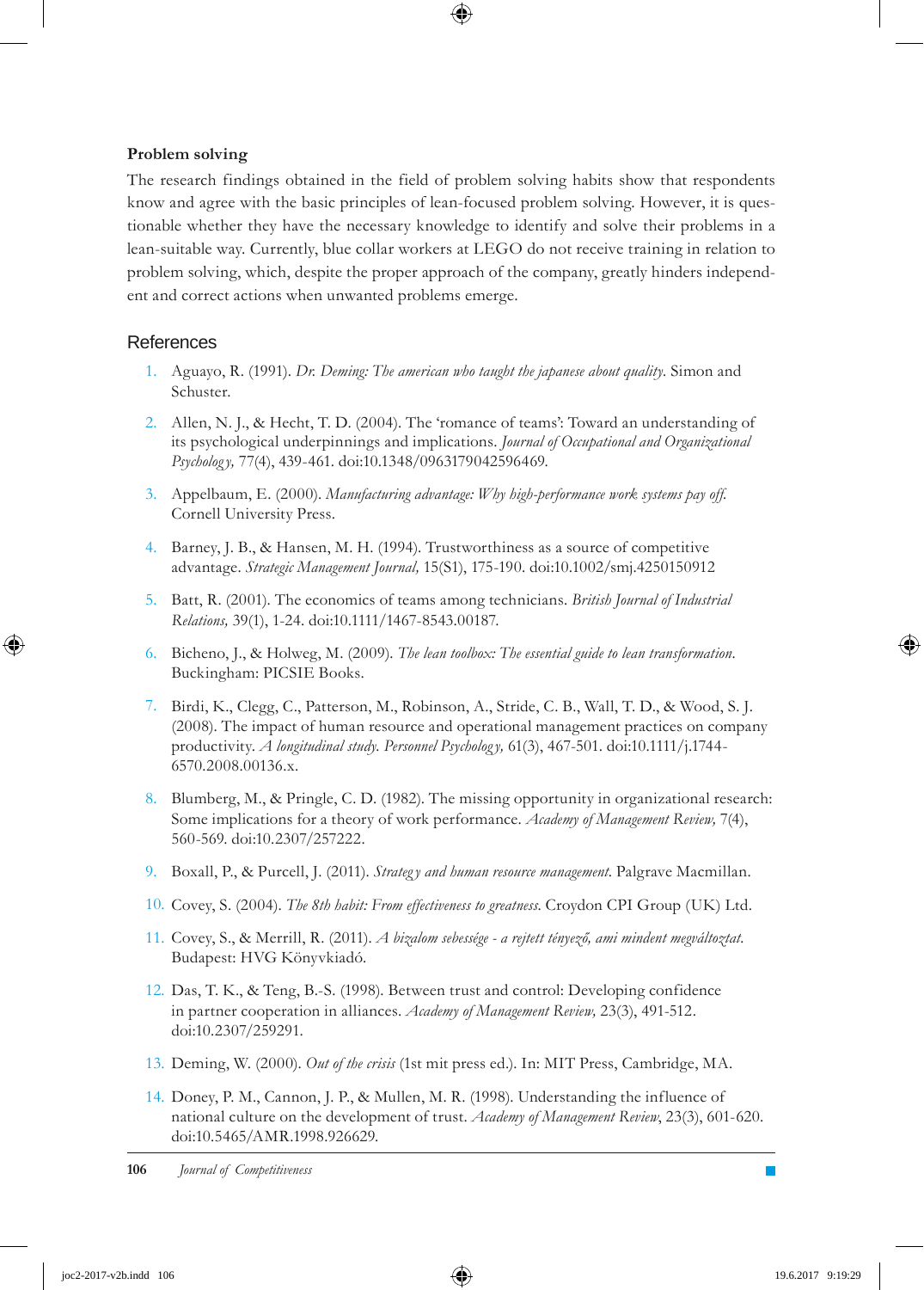### Problem solving

The research findings obtained in the field of problem solving habits show that respondents know and agree with the basic principles of lean-focused problem solving. However, it is questionable whether they have the necessary knowledge to identify and solve their problems in a lean-suitable way. Currently, blue collar workers at LEGO do not receive training in relation to problem solving, which, despite the proper approach of the company, greatly hinders independent and correct actions when unwanted problems emerge.

## References

1. Aguayo, R. (1991). *Dr. Deming: The american who taught the japanese about quality*. Simon and Schuster.
2. Allen, N. J., & Hecht, T. D. (2004). The 'romance of teams': Toward an understanding of its psychological underpinnings and implications. *Journal of Occupational and Organizational Psychology,* 77(4), 439-461. doi:10.1348/0963179042596469.
3. Appelbaum, E. (2000). *Manufacturing advantage: Why high-performance work systems pay off.* Cornell University Press.
4. Barney, J. B., & Hansen, M. H. (1994). Trustworthiness as a source of competitive advantage. *Strategic Management Journal,* 15(S1), 175-190. doi:10.1002/smj.4250150912
5. Batt, R. (2001). The economics of teams among technicians. *British Journal of Industrial Relations,* 39(1), 1-24. doi:10.1111/1467-8543.00187.
6. Bicheno, J., & Holweg, M. (2009). *The lean toolbox: The essential guide to lean transformation.* Buckingham: PICSIE Books.
7. Birdi, K., Clegg, C., Patterson, M., Robinson, A., Stride, C. B., Wall, T. D., & Wood, S. J. (2008). The impact of human resource and operational management practices on company productivity. *A longitudinal study. Personnel Psychology,* 61(3), 467-501. doi:10.1111/j.1744-6570.2008.00136.x.
8. Blumberg, M., & Pringle, C. D. (1982). The missing opportunity in organizational research: Some implications for a theory of work performance. *Academy of Management Review,* 7(4), 560-569. doi:10.2307/257222.
9. Boxall, P., & Purcell, J. (2011). *Strategy and human resource management.* Palgrave Macmillan.
10. Covey, S. (2004). *The 8th habit: From effectiveness to greatness.* Croydon CPI Group (UK) Ltd.
11. Covey, S., & Merrill, R. (2011). *A bizalom sebessége - a rejtett tényező, ami mindent megváltoztat.* Budapest: HVG Könyvkiadó.
12. Das, T. K., & Teng, B.-S. (1998). Between trust and control: Developing confidence in partner cooperation in alliances. *Academy of Management Review,* 23(3), 491-512. doi:10.2307/259291.
13. Deming, W. (2000). *Out of the crisis* (1st mit press ed.). In: MIT Press, Cambridge, MA.
14. Doney, P. M., Cannon, J. P., & Mullen, M. R. (1998). Understanding the influence of national culture on the development of trust. *Academy of Management Review*, 23(3), 601-620. doi:10.5465/AMR.1998.926629.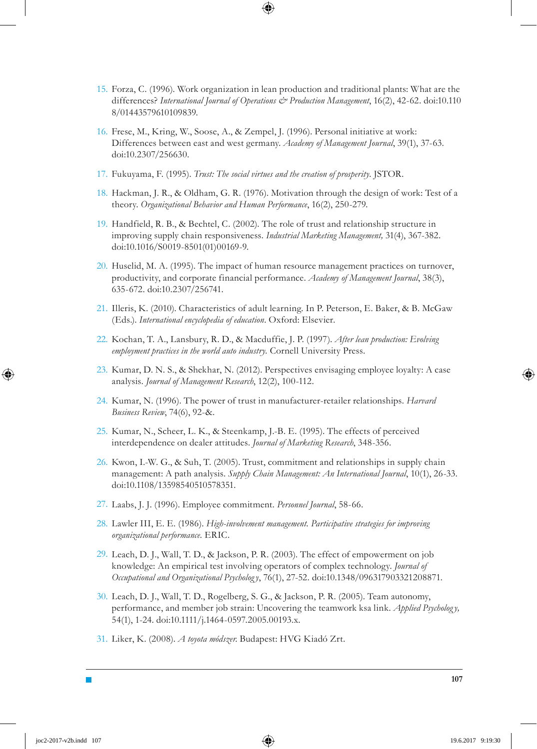15. Forza, C. (1996). Work organization in lean production and traditional plants: What are the differences? *International Journal of Operations & Production Management*, 16(2), 42-62. doi:10.1108/01443579610109839.

16. Frese, M., Kring, W., Soose, A., & Zempel, J. (1996). Personal initiative at work: Differences between east and west germany. *Academy of Management Journal*, 39(1), 37-63. doi:10.2307/256630.

17. Fukuyama, F. (1995). *Trust: The social virtues and the creation of prosperity*. JSTOR.

18. Hackman, J. R., & Oldham, G. R. (1976). Motivation through the design of work: Test of a theory. *Organizational Behavior and Human Performance*, 16(2), 250-279.

19. Handfield, R. B., & Bechtel, C. (2002). The role of trust and relationship structure in improving supply chain responsiveness. *Industrial Marketing Management,* 31(4), 367-382. doi:10.1016/S0019-8501(01)00169-9.

20. Huselid, M. A. (1995). The impact of human resource management practices on turnover, productivity, and corporate financial performance. *Academy of Management Journal*, 38(3), 635-672. doi:10.2307/256741.

21. Illeris, K. (2010). Characteristics of adult learning. In P. Peterson, E. Baker, & B. McGaw (Eds.). *International encyclopedia of education*. Oxford: Elsevier.

22. Kochan, T. A., Lansbury, R. D., & Macduffie, J. P. (1997). *After lean production: Evolving employment practices in the world auto industry.* Cornell University Press.

23. Kumar, D. N. S., & Shekhar, N. (2012). Perspectives envisaging employee loyalty: A case analysis. *Journal of Management Research*, 12(2), 100-112.

24. Kumar, N. (1996). The power of trust in manufacturer-retailer relationships. *Harvard Business Review*, 74(6), 92-&.

25. Kumar, N., Scheer, L. K., & Steenkamp, J.-B. E. (1995). The effects of perceived interdependence on dealer attitudes. *Journal of Marketing Research*, 348-356.

26. Kwon, I.-W. G., & Suh, T. (2005). Trust, commitment and relationships in supply chain management: A path analysis. *Supply Chain Management: An International Journal*, 10(1), 26-33. doi:10.1108/13598540510578351.

27. Laabs, J. J. (1996). Employee commitment. *Personnel Journal*, 58-66.

28. Lawler III, E. E. (1986). *High-involvement management. Participative strategies for improving organizational performance.* ERIC.

29. Leach, D. J., Wall, T. D., & Jackson, P. R. (2003). The effect of empowerment on job knowledge: An empirical test involving operators of complex technology. *Journal of Occupational and Organizational Psychology*, 76(1), 27-52. doi:10.1348/096317903321208871.

30. Leach, D. J., Wall, T. D., Rogelberg, S. G., & Jackson, P. R. (2005). Team autonomy, performance, and member job strain: Uncovering the teamwork ksa link. *Applied Psychology,* 54(1), 1-24. doi:10.1111/j.1464-0597.2005.00193.x.

31. Liker, K. (2008). *A toyota módszer.* Budapest: HVG Kiadó Zrt.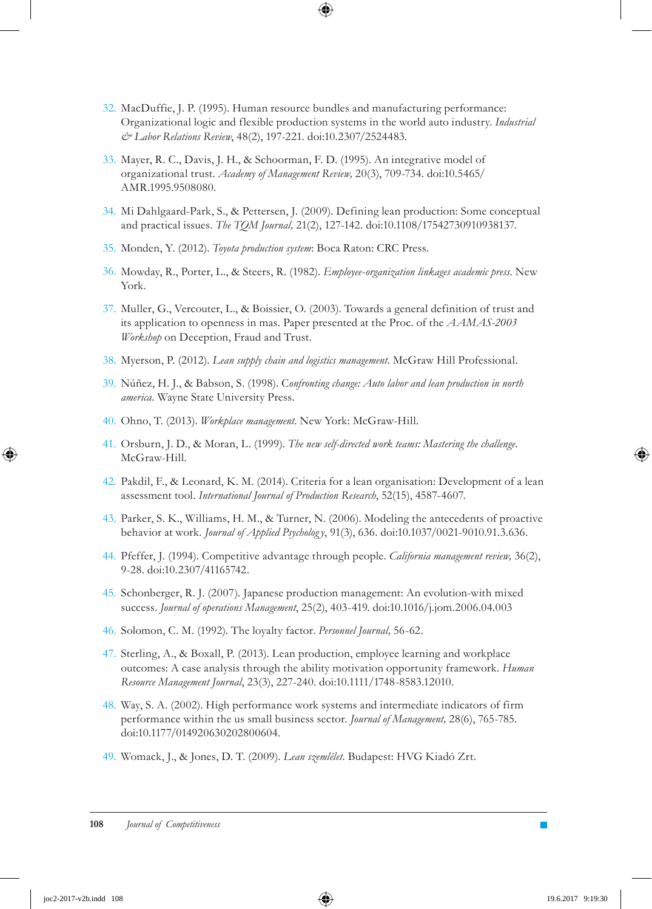32. MacDuffie, J. P. (1995). Human resource bundles and manufacturing performance: Organizational logic and flexible production systems in the world auto industry. *Industrial & Labor Relations Review*, 48(2), 197-221. doi:10.2307/2524483.

33. Mayer, R. C., Davis, J. H., & Schoorman, F. D. (1995). An integrative model of organizational trust. *Academy of Management Review,* 20(3), 709-734. doi:10.5465/AMR.1995.9508080.

34. Mi Dahlgaard-Park, S., & Pettersen, J. (2009). Defining lean production: Some conceptual and practical issues. *The TQM Journal,* 21(2), 127-142. doi:10.1108/17542730910938137.

35. Monden, Y. (2012). *Toyota production system*: Boca Raton: CRC Press.

36. Mowday, R., Porter, L., & Steers, R. (1982). *Employee-organization linkages academic press*. New York.

37. Muller, G., Vercouter, L., & Boissier, O. (2003). Towards a general definition of trust and its application to openness in mas. Paper presented at the Proc. of the *AAMAS-2003 Workshop* on Deception, Fraud and Trust.

38. Myerson, P. (2012). *Lean supply chain and logistics management*. McGraw Hill Professional.

39. Núñez, H. J., & Babson, S. (1998). C*onfronting change: Auto labor and lean production in north america*. Wayne State University Press.

40. Ohno, T. (2013). *Workplace management*. New York: McGraw-Hill.

41. Orsburn, J. D., & Moran, L. (1999). *The new self-directed work teams: Mastering the challenge*. McGraw-Hill.

42. Pakdil, F., & Leonard, K. M. (2014). Criteria for a lean organisation: Development of a lean assessment tool. *International Journal of Production Research*, 52(15), 4587-4607.

43. Parker, S. K., Williams, H. M., & Turner, N. (2006). Modeling the antecedents of proactive behavior at work. *Journal of Applied Psychology*, 91(3), 636. doi:10.1037/0021-9010.91.3.636.

44. Pfeffer, J. (1994). Competitive advantage through people. *California management review,* 36(2), 9-28. doi:10.2307/41165742.

45. Schonberger, R. J. (2007). Japanese production management: An evolution-with mixed success. *Journal of operations Management*, 25(2), 403-419. doi:10.1016/j.jom.2006.04.003

46. Solomon, C. M. (1992). The loyalty factor. *Personnel Journal,* 56-62.

47. Sterling, A., & Boxall, P. (2013). Lean production, employee learning and workplace outcomes: A case analysis through the ability motivation opportunity framework. *Human Resource Management Journal*, 23(3), 227-240. doi:10.1111/1748-8583.12010.

48. Way, S. A. (2002). High performance work systems and intermediate indicators of firm performance within the us small business sector. *Journal of Management,* 28(6), 765-785. doi:10.1177/014920630202800604.

49. Womack, J., & Jones, D. T. (2009). *Lean szemlélet*. Budapest: HVG Kiadó Zrt.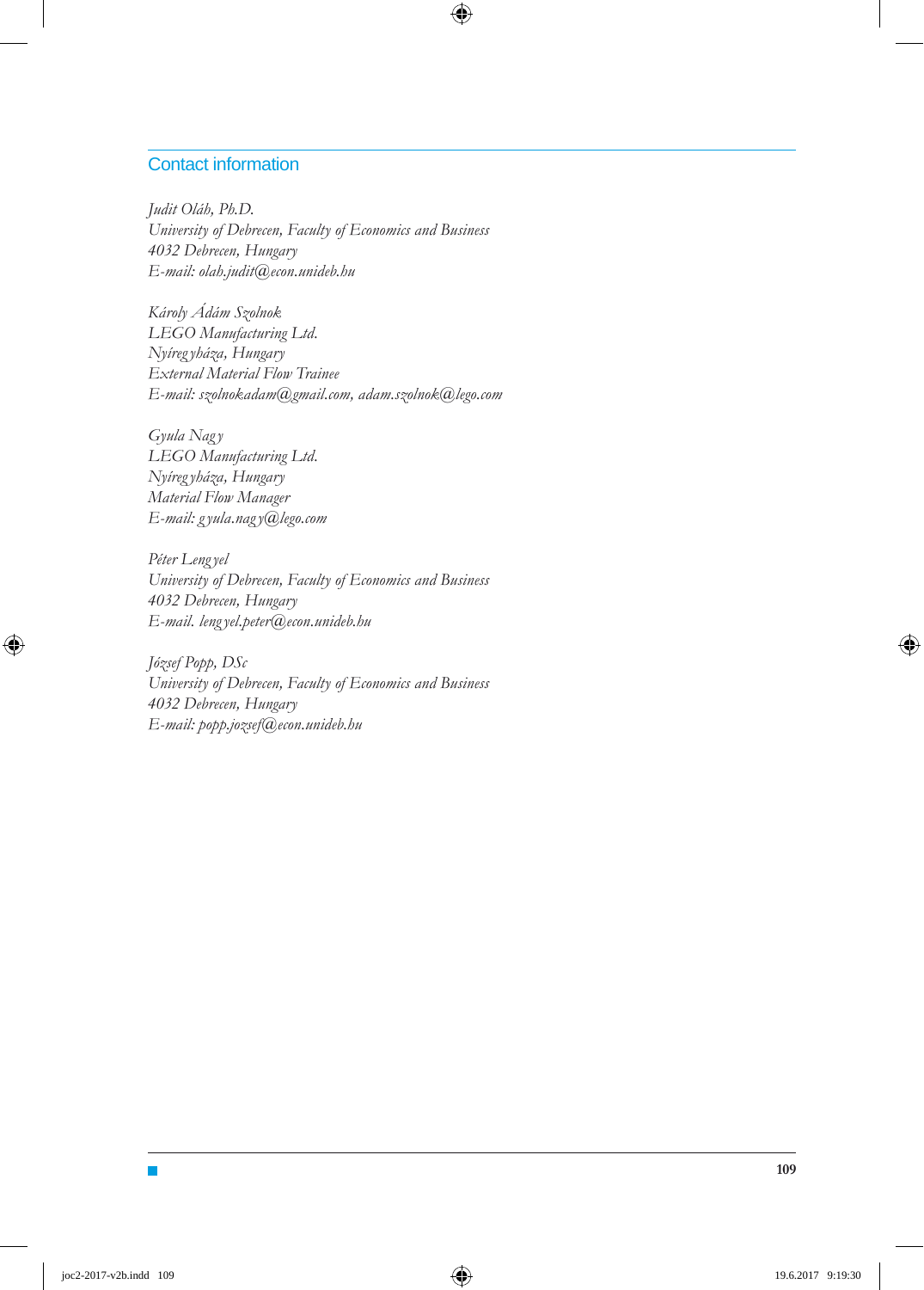## Contact information

*Judit Oláh, Ph.D.*
*University of Debrecen, Faculty of Economics and Business*
*4032 Debrecen, Hungary*
*E-mail: olah.judit@econ.unideb.hu*

*Károly Ádám Szolnok*
*LEGO Manufacturing Ltd.*
*Nyíregyháza, Hungary*
*External Material Flow Trainee*
*E-mail: szolnokadam@gmail.com, adam.szolnok@lego.com*

*Gyula Nagy*
*LEGO Manufacturing Ltd.*
*Nyíregyháza, Hungary*
*Material Flow Manager*
*E-mail: gyula.nagy@lego.com*

*Péter Lengyel*
*University of Debrecen, Faculty of Economics and Business*
*4032 Debrecen, Hungary*
*E-mail. lengyel.peter@econ.unideb.hu*

*József Popp, DSc*
*University of Debrecen, Faculty of Economics and Business*
*4032 Debrecen, Hungary*
*E-mail: popp.jozsef@econ.unideb.hu*